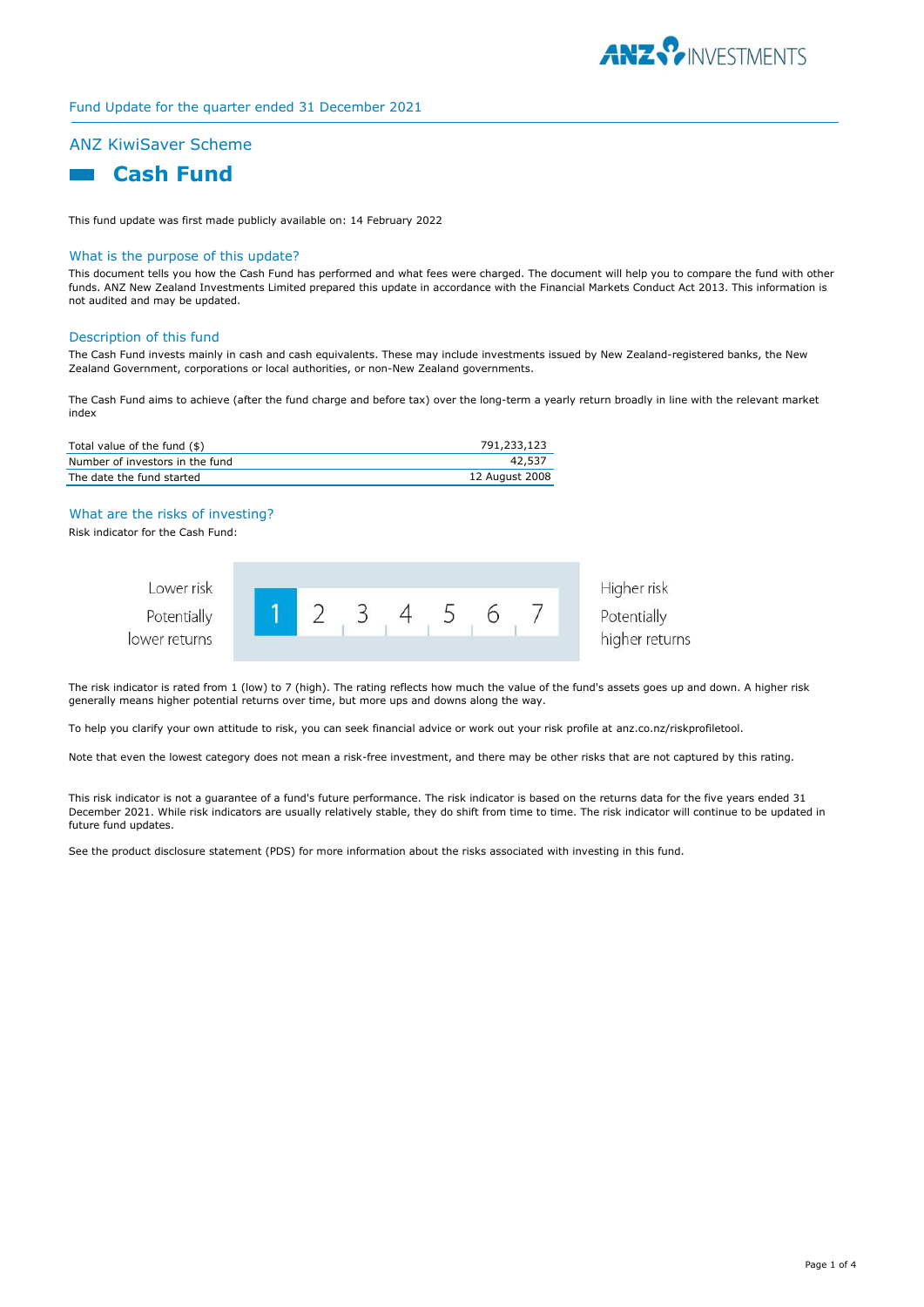Fund Update for the quarter ended 31 December 2021

## ANZ KiwiSaver Scheme

# Cash Fund

This fund update was first made publicly available on: 14 February 2022

### What is the purpose of this update?

This document tells you how the Cash Fund has performed and what fees were charged. The document will help you to compare the fund with other funds. ANZ New Zealand Investments Limited prepared this update in accordance with the Financial Markets Conduct Act 2013. This information is not audited and may be updated.

### Description of this fund

The Cash Fund invests mainly in cash and cash equivalents. These may include investments issued by New Zealand-registered banks, the New Zealand Government, corporations or local authorities, or non-New Zealand governments.

The Cash Fund aims to achieve (after the fund charge and before tax) over the long-term a yearly return broadly in line with the relevant market index

| | |
|---|---|
| Total value of the fund ($) | 791,233,123 |
| Number of investors in the fund | 42,537 |
| The date the fund started | 12 August 2008 |

### What are the risks of investing?

Risk indicator for the Cash Fund:

| Lower risk<br>Potentially lower returns | **1** | 2 | 3 | 4 | 5 | 6 | 7 | Higher risk<br>Potentially higher returns |
|---|---|---|---|---|---|---|---|---|

The risk indicator is rated from 1 (low) to 7 (high). The rating reflects how much the value of the fund's assets goes up and down. A higher risk generally means higher potential returns over time, but more ups and downs along the way.

To help you clarify your own attitude to risk, you can seek financial advice or work out your risk profile at anz.co.nz/riskprofiletool.

Note that even the lowest category does not mean a risk-free investment, and there may be other risks that are not captured by this rating.

This risk indicator is not a guarantee of a fund's future performance. The risk indicator is based on the returns data for the five years ended 31 December 2021. While risk indicators are usually relatively stable, they do shift from time to time. The risk indicator will continue to be updated in future fund updates.

See the product disclosure statement (PDS) for more information about the risks associated with investing in this fund.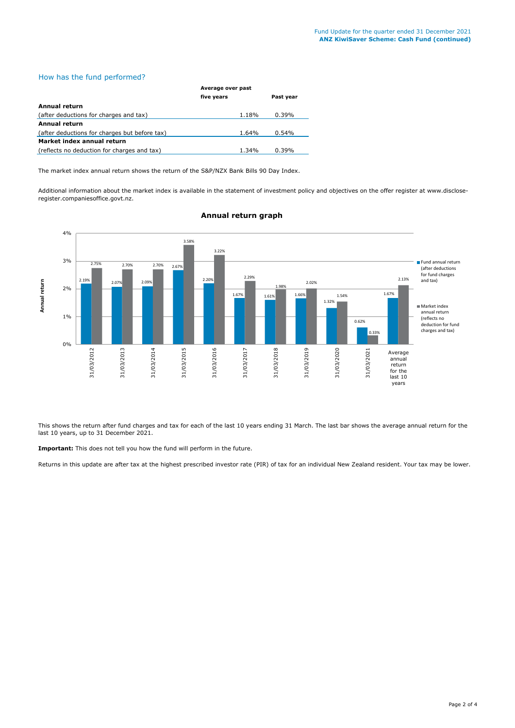## How has the fund performed?

| | Average over past five years | Past year |
|---|---|---|
| **Annual return** | | |
| (after deductions for charges and tax) | 1.18% | 0.39% |
| **Annual return** | | |
| (after deductions for charges but before tax) | 1.64% | 0.54% |
| **Market index annual return** | | |
| (reflects no deduction for charges and tax) | 1.34% | 0.39% |

The market index annual return shows the return of the S&P/NZX Bank Bills 90 Day Index.

Additional information about the market index is available in the statement of investment policy and objectives on the offer register at www.disclose-register.companiesoffice.govt.nz.

### Annual return graph

| | Fund annual return (after deductions for fund charges and tax) | Market index annual return (reflects no deduction for fund charges and tax) |
|---|---|---|
| 31/03/2012 | 2.19% | 2.75% |
| 31/03/2013 | 2.07% | 2.70% |
| 31/03/2014 | 2.09% | 2.70% |
| 31/03/2015 | 2.67% | 3.58% |
| 31/03/2016 | 2.20% | 3.22% |
| 31/03/2017 | 1.67% | 2.29% |
| 31/03/2018 | 1.61% | 1.98% |
| 31/03/2019 | 1.66% | 2.02% |
| 31/03/2020 | 1.32% | 1.54% |
| 31/03/2021 | 0.62% | 0.33% |
| Average annual return for the last 10 years | 1.67% | 2.13% |

This shows the return after fund charges and tax for each of the last 10 years ending 31 March. The last bar shows the average annual return for the last 10 years, up to 31 December 2021.

**Important:** This does not tell you how the fund will perform in the future.

Returns in this update are after tax at the highest prescribed investor rate (PIR) of tax for an individual New Zealand resident. Your tax may be lower.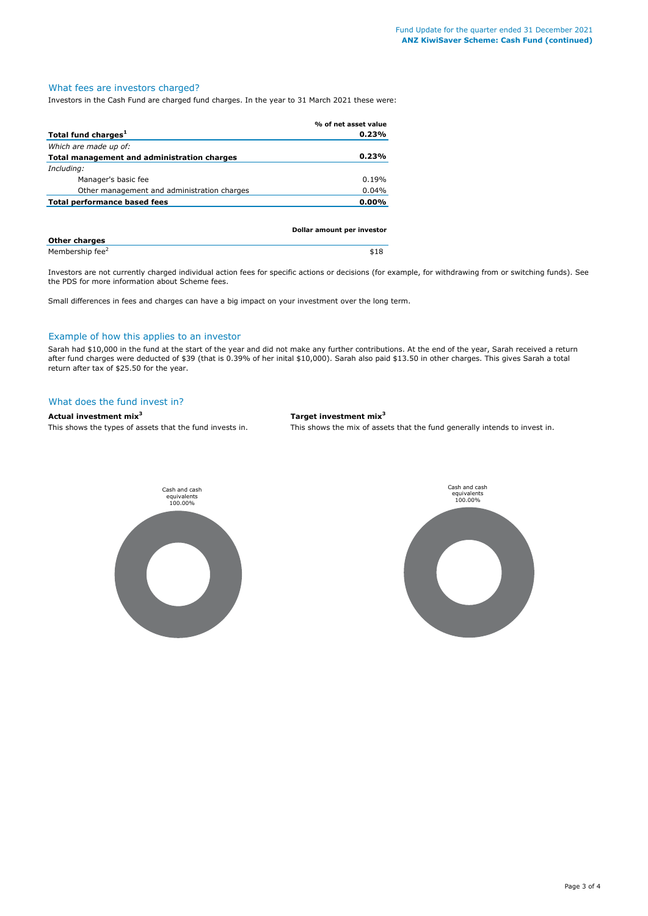## What fees are investors charged?

Investors in the Cash Fund are charged fund charges. In the year to 31 March 2021 these were:

| | % of net asset value |
|---|---|
| **Total fund charges**[1] | **0.23%** |
| *Which are made up of:* | |
| **Total management and administration charges** | **0.23%** |
| *Including:* | |
| Manager's basic fee | 0.19% |
| Other management and administration charges | 0.04% |
| **Total performance based fees** | **0.00%** |

| | Dollar amount per investor |
|---|---|
| **Other charges** | |
| Membership fee[2] | $18 |

Investors are not currently charged individual action fees for specific actions or decisions (for example, for withdrawing from or switching funds). See the PDS for more information about Scheme fees.

Small differences in fees and charges can have a big impact on your investment over the long term.

## Example of how this applies to an investor

Sarah had $10,000 in the fund at the start of the year and did not make any further contributions. At the end of the year, Sarah received a return after fund charges were deducted of $39 (that is 0.39% of her inital $10,000). Sarah also paid $13.50 in other charges. This gives Sarah a total return after tax of $25.50 for the year.

## What does the fund invest in?

**Actual investment mix**[3]

This shows the types of assets that the fund invests in.

Cash and cash equivalents 100.00%

**Target investment mix**[3]

This shows the mix of assets that the fund generally intends to invest in.

Cash and cash equivalents 100.00%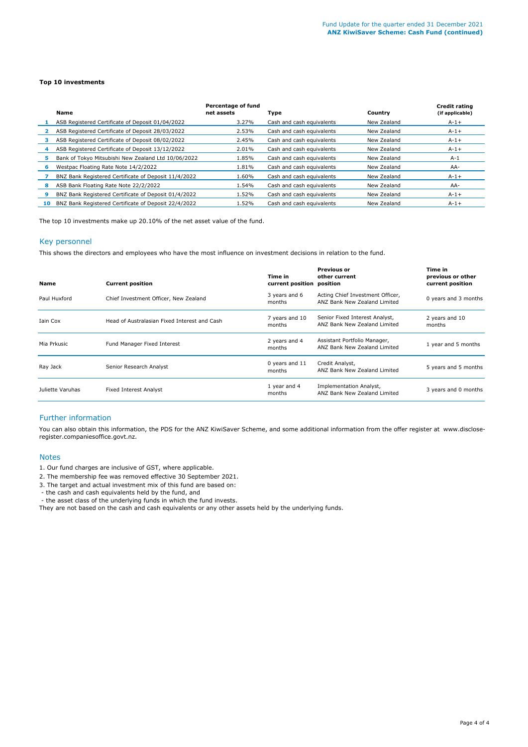### Top 10 investments

| | Name | Percentage of fund net assets | Type | Country | Credit rating (if applicable) |
|---|---|---|---|---|---|
| 1 | ASB Registered Certificate of Deposit 01/04/2022 | 3.27% | Cash and cash equivalents | New Zealand | A-1+ |
| 2 | ASB Registered Certificate of Deposit 28/03/2022 | 2.53% | Cash and cash equivalents | New Zealand | A-1+ |
| 3 | ASB Registered Certificate of Deposit 08/02/2022 | 2.45% | Cash and cash equivalents | New Zealand | A-1+ |
| 4 | ASB Registered Certificate of Deposit 13/12/2022 | 2.01% | Cash and cash equivalents | New Zealand | A-1+ |
| 5 | Bank of Tokyo Mitsubishi New Zealand Ltd 10/06/2022 | 1.85% | Cash and cash equivalents | New Zealand | A-1 |
| 6 | Westpac Floating Rate Note 14/2/2022 | 1.81% | Cash and cash equivalents | New Zealand | AA- |
| 7 | BNZ Bank Registered Certificate of Deposit 11/4/2022 | 1.60% | Cash and cash equivalents | New Zealand | A-1+ |
| 8 | ASB Bank Floating Rate Note 22/2/2022 | 1.54% | Cash and cash equivalents | New Zealand | AA- |
| 9 | BNZ Bank Registered Certificate of Deposit 01/4/2022 | 1.52% | Cash and cash equivalents | New Zealand | A-1+ |
| 10 | BNZ Bank Registered Certificate of Deposit 22/4/2022 | 1.52% | Cash and cash equivalents | New Zealand | A-1+ |

The top 10 investments make up 20.10% of the net asset value of the fund.

## Key personnel

This shows the directors and employees who have the most influence on investment decisions in relation to the fund.

| Name | Current position | Time in current position | Previous or other current position | Time in previous or other current position |
|---|---|---|---|---|
| Paul Huxford | Chief Investment Officer, New Zealand | 3 years and 6 months | Acting Chief Investment Officer, ANZ Bank New Zealand Limited | 0 years and 3 months |
| Iain Cox | Head of Australasian Fixed Interest and Cash | 7 years and 10 months | Senior Fixed Interest Analyst, ANZ Bank New Zealand Limited | 2 years and 10 months |
| Mia Prkusic | Fund Manager Fixed Interest | 2 years and 4 months | Assistant Portfolio Manager, ANZ Bank New Zealand Limited | 1 year and 5 months |
| Ray Jack | Senior Research Analyst | 0 years and 11 months | Credit Analyst, ANZ Bank New Zealand Limited | 5 years and 5 months |
| Juliette Varuhas | Fixed Interest Analyst | 1 year and 4 months | Implementation Analyst, ANZ Bank New Zealand Limited | 3 years and 0 months |

## Further information

You can also obtain this information, the PDS for the ANZ KiwiSaver Scheme, and some additional information from the offer register at www.disclose-register.companiesoffice.govt.nz.

## Notes

1. Our fund charges are inclusive of GST, where applicable.
2. The membership fee was removed effective 30 September 2021.
3. The target and actual investment mix of this fund are based on:
 - the cash and cash equivalents held by the fund, and
 - the asset class of the underlying funds in which the fund invests.

They are not based on the cash and cash equivalents or any other assets held by the underlying funds.